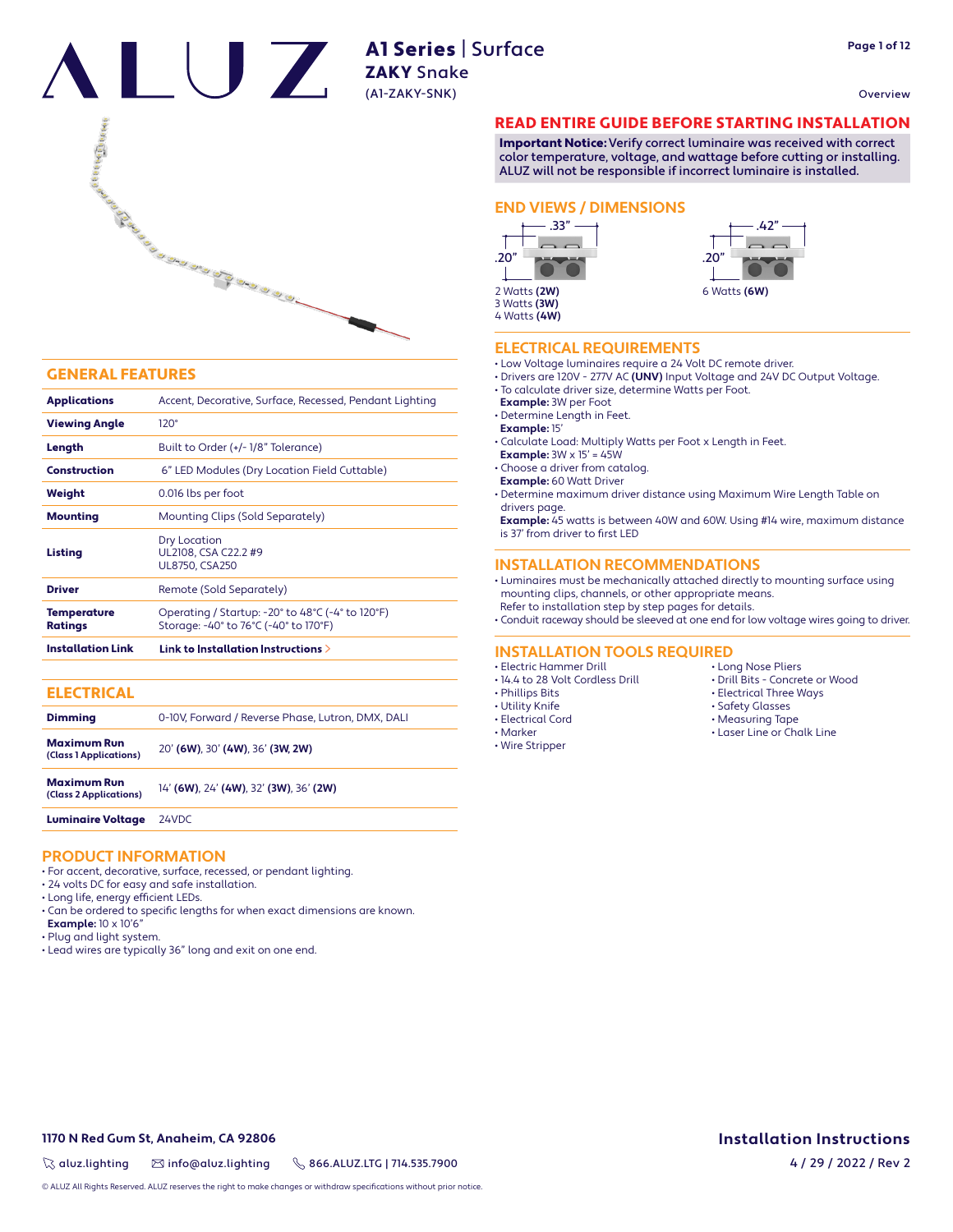# ALUZ

## A1 Series | Surface
**ZAKY** Snake
(A1-ZAKY-SNK)

Overview

## READ ENTIRE GUIDE BEFORE STARTING INSTALLATION

**Important Notice:** Verify correct luminaire was received with correct color temperature, voltage, and wattage before cutting or installing. ALUZ will not be responsible if incorrect luminaire is installed.

## END VIEWS / DIMENSIONS

.33"
.20"
2 Watts **(2W)**
3 Watts **(3W)**
4 Watts **(4W)**

.42"
.20"
6 Watts **(6W)**

## GENERAL FEATURES

| | |
|---|---|
| **Applications** | Accent, Decorative, Surface, Recessed, Pendant Lighting |
| **Viewing Angle** | 120° |
| **Length** | Built to Order (+/- 1/8" Tolerance) |
| **Construction** | 6" LED Modules (Dry Location Field Cuttable) |
| **Weight** | 0.016 lbs per foot |
| **Mounting** | Mounting Clips (Sold Separately) |
| **Listing** | Dry Location<br>UL2108, CSA C22.2 #9<br>UL8750, CSA250 |
| **Driver** | Remote (Sold Separately) |
| **Temperature Ratings** | Operating / Startup: -20° to 48°C (-4° to 120°F)<br>Storage: -40° to 76°C (-40° to 170°F) |
| **Installation Link** | **Link to Installation Instructions >** |

## ELECTRICAL

| | |
|---|---|
| **Dimming** | 0-10V, Forward / Reverse Phase, Lutron, DMX, DALI |
| **Maximum Run (Class 1 Applications)** | 20' **(6W)**, 30' **(4W)**, 36' **(3W, 2W)** |
| **Maximum Run (Class 2 Applications)** | 14' **(6W)**, 24' **(4W)**, 32' **(3W)**, 36' **(2W)** |
| **Luminaire Voltage** | 24VDC |

## PRODUCT INFORMATION

- For accent, decorative, surface, recessed, or pendant lighting.
- 24 volts DC for easy and safe installation.
- Long life, energy efficient LEDs.
- Can be ordered to specific lengths for when exact dimensions are known.
  **Example:** 10 x 10'6"
- Plug and light system.
- Lead wires are typically 36" long and exit on one end.

## ELECTRICAL REQUIREMENTS

- Low Voltage luminaires require a 24 Volt DC remote driver.
- Drivers are 120V - 277V AC **(UNV)** Input Voltage and 24V DC Output Voltage.
- To calculate driver size, determine Watts per Foot.
  **Example:** 3W per Foot
- Determine Length in Feet.
  **Example:** 15'
- Calculate Load: Multiply Watts per Foot x Length in Feet.
  **Example:** 3W x 15' = 45W
- Choose a driver from catalog.
  **Example:** 60 Watt Driver
- Determine maximum driver distance using Maximum Wire Length Table on drivers page.
  **Example:** 45 watts is between 40W and 60W. Using #14 wire, maximum distance is 37' from driver to first LED

## INSTALLATION RECOMMENDATIONS

- Luminaires must be mechanically attached directly to mounting surface using mounting clips, channels, or other appropriate means.
  Refer to installation step by step pages for details.
- Conduit raceway should be sleeved at one end for low voltage wires going to driver.

## INSTALLATION TOOLS REQUIRED

- Electric Hammer Drill
- 14.4 to 28 Volt Cordless Drill
- Phillips Bits
- Utility Knife
- Electrical Cord
- Marker
- Wire Stripper
- Long Nose Pliers
- Drill Bits - Concrete or Wood
- Electrical Three Ways
- Safety Glasses
- Measuring Tape
- Laser Line or Chalk Line

**1170 N Red Gum St, Anaheim, CA 92806**

aluz.lighting | info@aluz.lighting | 866.ALUZ.LTG | 714.535.7900

© ALUZ All Rights Reserved. ALUZ reserves the right to make changes or withdraw specifications without prior notice.

**Installation Instructions**
4 / 29 / 2022 / Rev 2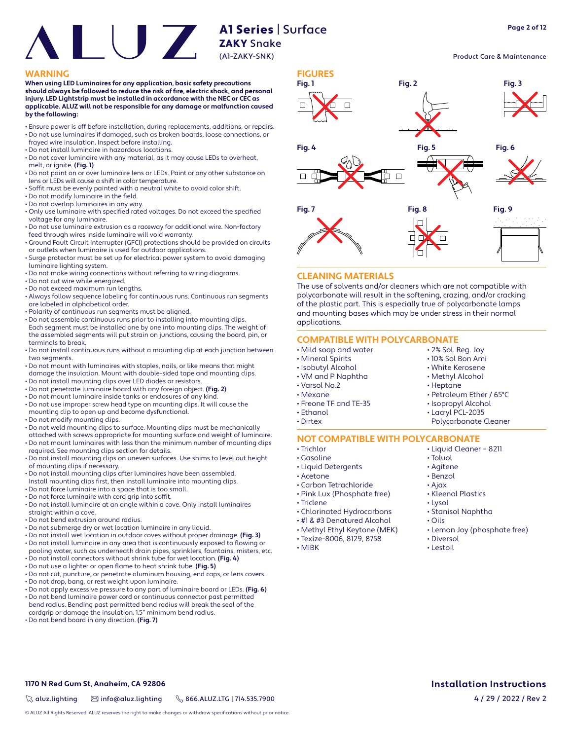# A1 Series | Surface
## ZAKY Snake
(A1-ZAKY-SNK)

Product Care & Maintenance

## WARNING

**When using LED Luminaires for any application, basic safety precautions should always be followed to reduce the risk of fire, electric shock, and personal injury. LED Lightstrip must be installed in accordance with the NEC or CEC as applicable. ALUZ will not be responsible for any damage or malfunction caused by the following:**

- Ensure power is off before installation, during replacements, additions, or repairs.
- Do not use luminaires if damaged, such as broken boards, loose connections, or frayed wire insulation. Inspect before installing.
- Do not install luminaire in hazardous locations.
- Do not cover luminaire with any material, as it may cause LEDs to overheat, melt, or ignite. **(Fig. 1)**
- Do not paint on or over luminaire lens or LEDs. Paint or any other substance on lens or LEDs will cause a shift in color temperature.
- Soffit must be evenly painted with a neutral white to avoid color shift.
- Do not modify luminaire in the field.
- Do not overlap luminaires in any way.
- Only use luminaire with specified rated voltages. Do not exceed the specified voltage for any luminaire.
- Do not use luminaire extrusion as a raceway for additional wire. Non-factory feed through wires inside luminaire will void warranty.
- Ground Fault Circuit Interrupter (GFCI) protections should be provided on circuits or outlets when luminaire is used for outdoor applications.
- Surge protector must be set up for electrical power system to avoid damaging luminaire lighting system.
- Do not make wiring connections without referring to wiring diagrams.
- Do not cut wire while energized.
- Do not exceed maximum run lengths.
- Always follow sequence labeling for continuous runs. Continuous run segments are labeled in alphabetical order.
- Polarity of continuous run segments must be aligned.
- Do not assemble continuous runs prior to installing into mounting clips. Each segment must be installed one by one into mounting clips. The weight of the assembled segments will put strain on junctions, causing the board, pin, or terminals to break.
- Do not install continuous runs without a mounting clip at each junction between two segments.
- Do not mount with luminaires with staples, nails, or like means that might damage the insulation. Mount with double-sided tape and mounting clips.
- Do not install mounting clips over LED diodes or resistors.
- Do not penetrate luminaire board with any foreign object. **(Fig. 2)**
- Do not mount luminaire inside tanks or enclosures of any kind.
- Do not use improper screw head type on mounting clips. It will cause the mounting clip to open up and become dysfunctional.
- Do not modify mounting clips.
- Do not weld mounting clips to surface. Mounting clips must be mechanically attached with screws appropriate for mounting surface and weight of luminaire.
- Do not mount luminaires with less than the minimum number of mounting clips required. See mounting clips section for details.
- Do not install mounting clips on uneven surfaces. Use shims to level out height of mounting clips if necessary.
- Do not install mounting clips after luminaires have been assembled. Install mounting clips first, then install luminaire into mounting clips.
- Do not force luminaire into a space that is too small.
- Do not force luminaire with cord grip into soffit.
- Do not install luminaire at an angle within a cove. Only install luminaires straight within a cove.
- Do not bend extrusion around radius.
- Do not submerge dry or wet location luminaire in any liquid.
- Do not install wet location in outdoor coves without proper drainage. **(Fig. 3)**
- Do not install luminaire in any area that is continuously exposed to flowing or pooling water, such as underneath drain pipes, sprinklers, fountains, misters, etc.
- Do not install connectors without shrink tube for wet location. **(Fig. 4)**
- Do nut use a lighter or open flame to heat shrink tube. **(Fig. 5)**
- Do not cut, puncture, or penetrate aluminum housing, end caps, or lens covers.
- Do not drop, bang, or rest weight upon luminaire.
- Do not apply excessive pressure to any part of luminaire board or LEDs. **(Fig. 6)**
- Do not bend luminaire power cord or continuous connector past permitted bend radius. Bending past permitted bend radius will break the seal of the cordgrip or damage the insulation. 1.5" minimum bend radius.
- Do not bend board in any direction. **(Fig. 7)**

## FIGURES

Fig. 1

Fig. 2

Fig. 3

Fig. 4

Fig. 5

Fig. 6

Fig. 7

Fig. 8

Fig. 9

## CLEANING MATERIALS

The use of solvents and/or cleaners which are not compatible with polycarbonate will result in the softening, crazing, and/or cracking of the plastic part. This is especially true of polycarbonate lamps and mounting bases which may be under stress in their normal applications.

## COMPATIBLE WITH POLYCARBONATE

- Mild soap and water
- Mineral Spirits
- Isobutyl Alcohol
- VM and P Naphtha
- Varsol No.2
- Mexane
- Freone TF and TE-35
- Ethanol
- Dirtex
- 2% Sol. Reg. Joy
- 10% Sol Bon Ami
- White Kerosene
- Methyl Alcohol
- Heptane
- Petroleum Ether / 65°C
- Isopropyl Alcohol
- Lacryl PCL-2035 Polycarbonate Cleaner

## NOT COMPATIBLE WITH POLYCARBONATE

- Trichlor
- Gasoline
- Liquid Detergents
- Acetone
- Carbon Tetrachloride
- Pink Lux (Phosphate free)
- Triclene
- Chlorinated Hydrocarbons
- #1 & #3 Denatured Alcohol
- Methyl Ethyl Keytone (MEK)
- Texize-8006, 8129, 8758
- MIBK
- Liquid Cleaner – 8211
- Toluol
- Agitene
- Benzol
- Ajax
- Kleenol Plastics
- Lysol
- Stanisol Naphtha
- Oils
- Lemon Joy (phosphate free)
- Diversol
- Lestoil

**1170 N Red Gum St, Anaheim, CA 92806**

aluz.lighting | info@aluz.lighting | 866.ALUZ.LTG | 714.535.7900

**Installation Instructions**

4 / 29 / 2022 / Rev 2

© ALUZ All Rights Reserved. ALUZ reserves the right to make changes or withdraw specifications without prior notice.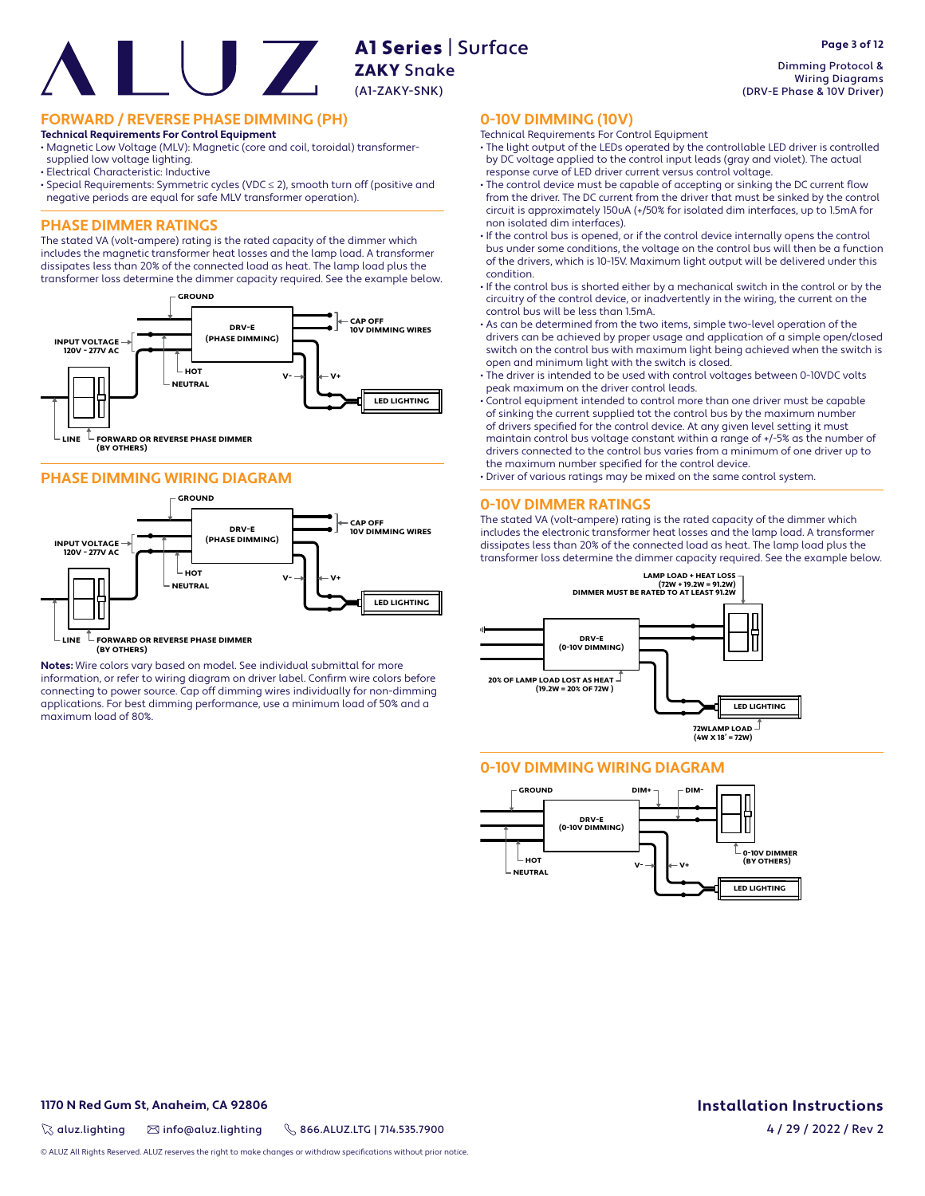# FORWARD / REVERSE PHASE DIMMING (PH)

**Technical Requirements For Control Equipment**

- Magnetic Low Voltage (MLV): Magnetic (core and coil, toroidal) transformer-supplied low voltage lighting.
- Electrical Characteristic: Inductive
- Special Requirements: Symmetric cycles (VDC ≤ 2), smooth turn off (positive and negative periods are equal for safe MLV transformer operation).

## PHASE DIMMER RATINGS

The stated VA (volt-ampere) rating is the rated capacity of the dimmer which includes the magnetic transformer heat losses and the lamp load. A transformer dissipates less than 20% of the connected load as heat. The lamp load plus the transformer loss determine the dimmer capacity required. See the example below.

GROUND
INPUT VOLTAGE 120V - 277V AC
DRV-E (PHASE DIMMING)
CAP OFF 10V DIMMING WIRES
HOT
NEUTRAL
V-
V+
LED LIGHTING
LINE
FORWARD OR REVERSE PHASE DIMMER (BY OTHERS)

## PHASE DIMMING WIRING DIAGRAM

GROUND
INPUT VOLTAGE 120V - 277V AC
DRV-E (PHASE DIMMING)
CAP OFF 10V DIMMING WIRES
HOT
NEUTRAL
V-
V+
LED LIGHTING
LINE
FORWARD OR REVERSE PHASE DIMMER (BY OTHERS)

**Notes:** Wire colors vary based on model. See individual submittal for more information, or refer to wiring diagram on driver label. Confirm wire colors before connecting to power source. Cap off dimming wires individually for non-dimming applications. For best dimming performance, use a minimum load of 50% and a maximum load of 80%.

# 0-10V DIMMING (10V)

Technical Requirements For Control Equipment

- The light output of the LEDs operated by the controllable LED driver is controlled by DC voltage applied to the control input leads (gray and violet). The actual response curve of LED driver current versus control voltage.
- The control device must be capable of accepting or sinking the DC current flow from the driver. The DC current from the driver that must be sinked by the control circuit is approximately 150uA (+/50% for isolated dim interfaces, up to 1.5mA for non isolated dim interfaces).
- If the control bus is opened, or if the control device internally opens the control bus under some conditions, the voltage on the control bus will then be a function of the drivers, which is 10-15V. Maximum light output will be delivered under this condition.
- If the control bus is shorted either by a mechanical switch in the control or by the circuitry of the control device, or inadvertently in the wiring, the current on the control bus will be less than 1.5mA.
- As can be determined from the two items, simple two-level operation of the drivers can be achieved by proper usage and application of a simple open/closed switch on the control bus with maximum light being achieved when the switch is open and minimum light with the switch is closed.
- The driver is intended to be used with control voltages between 0-10VDC volts peak maximum on the driver control leads.
- Control equipment intended to control more than one driver must be capable of sinking the current supplied tot the control bus by the maximum number of drivers specified for the control device. At any given level setting it must maintain control bus voltage constant within a range of +/-5% as the number of drivers connected to the control bus varies from a minimum of one driver up to the maximum number specified for the control device.
- Driver of various ratings may be mixed on the same control system.

## 0-10V DIMMER RATINGS

The stated VA (volt-ampere) rating is the rated capacity of the dimmer which includes the electronic transformer heat losses and the lamp load. A transformer dissipates less than 20% of the connected load as heat. The lamp load plus the transformer loss determine the dimmer capacity required. See the example below.

LAMP LOAD + HEAT LOSS (72W + 19.2W = 91.2W) DIMMER MUST BE RATED TO AT LEAST 91.2W
DRV-E (0-10V DIMMING)
20% OF LAMP LOAD LOST AS HEAT (19.2W = 20% OF 72W )
LED LIGHTING
72WLAMP LOAD (4W X 18' = 72W)

## 0-10V DIMMING WIRING DIAGRAM

GROUND
DIM+
DIM-
DRV-E (0-10V DIMMING)
HOT
NEUTRAL
V-
V+
0-10V DIMMER (BY OTHERS)
LED LIGHTING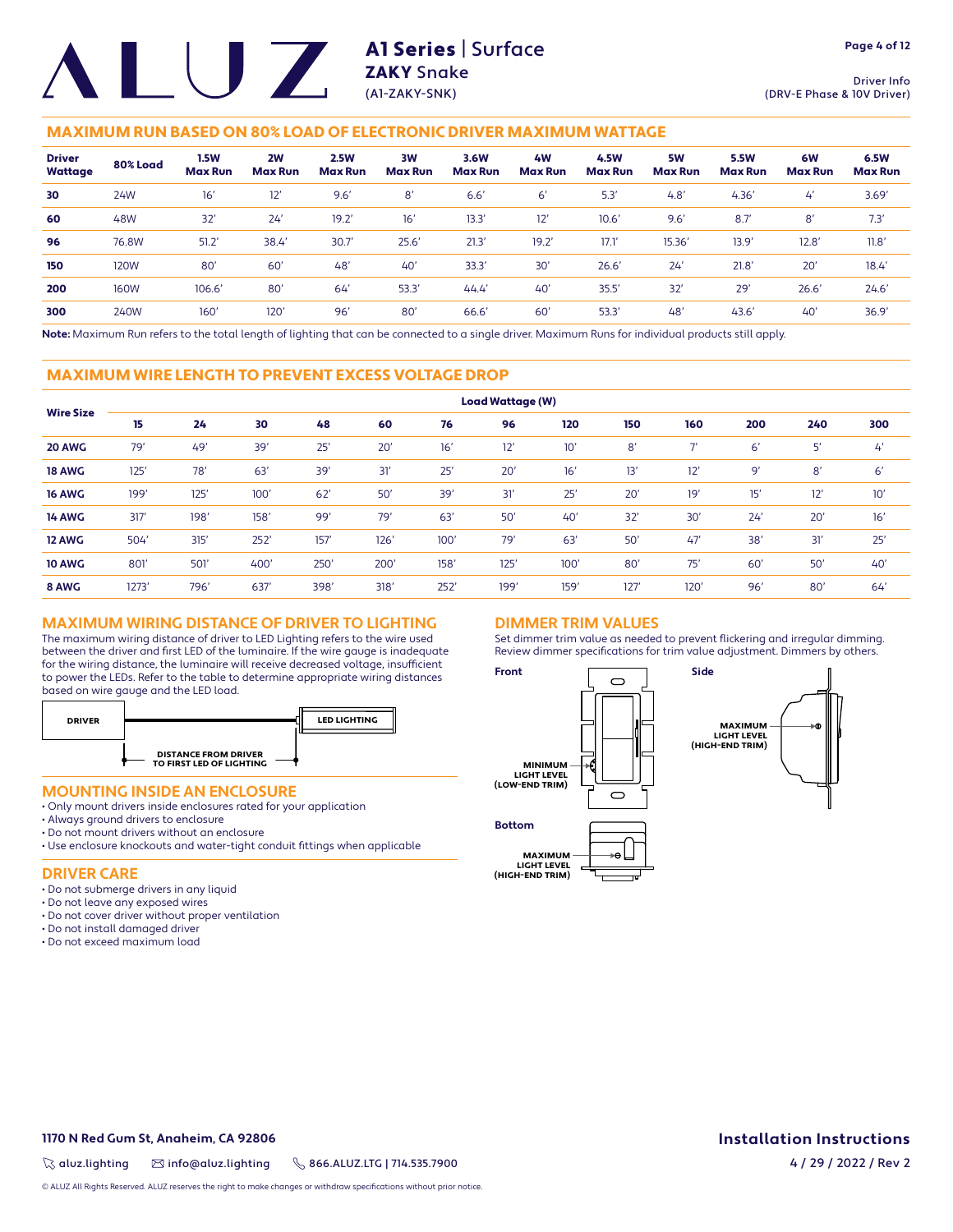# A1 Series | Surface

## ZAKY Snake

(A1-ZAKY-SNK)

Driver Info
(DRV-E Phase & 10V Driver)

## MAXIMUM RUN BASED ON 80% LOAD OF ELECTRONIC DRIVER MAXIMUM WATTAGE

| Driver Wattage | 80% Load | 1.5W Max Run | 2W Max Run | 2.5W Max Run | 3W Max Run | 3.6W Max Run | 4W Max Run | 4.5W Max Run | 5W Max Run | 5.5W Max Run | 6W Max Run | 6.5W Max Run |
|---|---|---|---|---|---|---|---|---|---|---|---|---|
| **30** | 24W | 16' | 12' | 9.6' | 8' | 6.6' | 6' | 5.3' | 4.8' | 4.36' | 4' | 3.69' |
| **60** | 48W | 32' | 24' | 19.2' | 16' | 13.3' | 12' | 10.6' | 9.6' | 8.7' | 8' | 7.3' |
| **96** | 76.8W | 51.2' | 38.4' | 30.7' | 25.6' | 21.3' | 19.2' | 17.1' | 15.36' | 13.9' | 12.8' | 11.8' |
| **150** | 120W | 80' | 60' | 48' | 40' | 33.3' | 30' | 26.6' | 24' | 21.8' | 20' | 18.4' |
| **200** | 160W | 106.6' | 80' | 64' | 53.3' | 44.4' | 40' | 35.5' | 32' | 29' | 26.6' | 24.6' |
| **300** | 240W | 160' | 120' | 96' | 80' | 66.6' | 60' | 53.3' | 48' | 43.6' | 40' | 36.9' |

**Note:** Maximum Run refers to the total length of lighting that can be connected to a single driver. Maximum Runs for individual products still apply.

## MAXIMUM WIRE LENGTH TO PREVENT EXCESS VOLTAGE DROP

| Wire Size | Load Wattage (W) | | | | | | | | | | | | |
|---|---|---|---|---|---|---|---|---|---|---|---|---|---|
| | **15** | **24** | **30** | **48** | **60** | **76** | **96** | **120** | **150** | **160** | **200** | **240** | **300** |
| **20 AWG** | 79' | 49' | 39' | 25' | 20' | 16' | 12' | 10' | 8' | 7' | 6' | 5' | 4' |
| **18 AWG** | 125' | 78' | 63' | 39' | 31' | 25' | 20' | 16' | 13' | 12' | 9' | 8' | 6' |
| **16 AWG** | 199' | 125' | 100' | 62' | 50' | 39' | 31' | 25' | 20' | 19' | 15' | 12' | 10' |
| **14 AWG** | 317' | 198' | 158' | 99' | 79' | 63' | 50' | 40' | 32' | 30' | 24' | 20' | 16' |
| **12 AWG** | 504' | 315' | 252' | 157' | 126' | 100' | 79' | 63' | 50' | 47' | 38' | 31' | 25' |
| **10 AWG** | 801' | 501' | 400' | 250' | 200' | 158' | 125' | 100' | 80' | 75' | 60' | 50' | 40' |
| **8 AWG** | 1273' | 796' | 637' | 398' | 318' | 252' | 199' | 159' | 127' | 120' | 96' | 80' | 64' |

## MAXIMUM WIRING DISTANCE OF DRIVER TO LIGHTING

The maximum wiring distance of driver to LED Lighting refers to the wire used between the driver and first LED of the luminaire. If the wire gauge is inadequate for the wiring distance, the luminaire will receive decreased voltage, insufficient to power the LEDs. Refer to the table to determine appropriate wiring distances based on wire gauge and the LED load.

DRIVER
LED LIGHTING
DISTANCE FROM DRIVER TO FIRST LED OF LIGHTING

## MOUNTING INSIDE AN ENCLOSURE

- Only mount drivers inside enclosures rated for your application
- Always ground drivers to enclosure
- Do not mount drivers without an enclosure
- Use enclosure knockouts and water-tight conduit fittings when applicable

## DRIVER CARE

- Do not submerge drivers in any liquid
- Do not leave any exposed wires
- Do not cover driver without proper ventilation
- Do not install damaged driver
- Do not exceed maximum load

## DIMMER TRIM VALUES

Set dimmer trim value as needed to prevent flickering and irregular dimming. Review dimmer specifications for trim value adjustment. Dimmers by others.

Front
MINIMUM LIGHT LEVEL (LOW-END TRIM)

Side
MAXIMUM LIGHT LEVEL (HIGH-END TRIM)

Bottom
MAXIMUM LIGHT LEVEL (HIGH-END TRIM)

**1170 N Red Gum St, Anaheim, CA 92806**

aluz.lighting info@aluz.lighting 866.ALUZ.LTG | 714.535.7900

**Installation Instructions**

4 / 29 / 2022 / Rev 2

© ALUZ All Rights Reserved. ALUZ reserves the right to make changes or withdraw specifications without prior notice.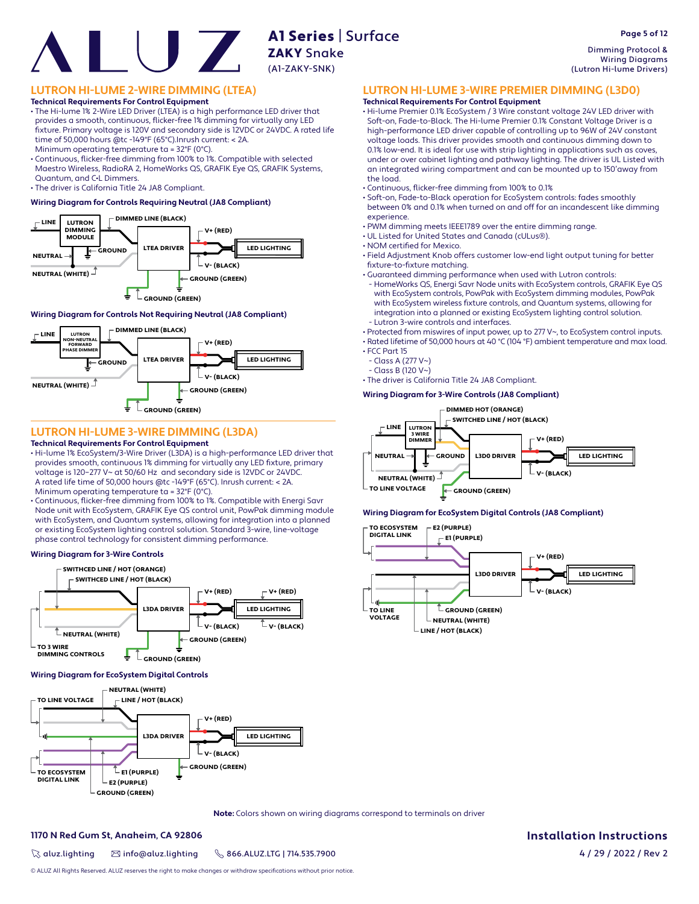## LUTRON HI-LUME 2-WIRE DIMMING (LTEA)

**Technical Requirements For Control Equipment**

- The Hi-lume 1% 2-Wire LED Driver (LTEA) is a high performance LED driver that provides a smooth, continuous, flicker-free 1% dimming for virtually any LED fixture. Primary voltage is 120V and secondary side is 12VDC or 24VDC. A rated life time of 50,000 hours @tc -149°F (65°C).Inrush current: < 2A. Minimum operating temperature ta = 32°F (0°C).
- Continuous, flicker-free dimming from 100% to 1%. Compatible with selected Maestro Wireless, RadioRA 2, HomeWorks QS, GRAFIK Eye QS, GRAFIK Systems, Quantum, and C•L Dimmers.
- The driver is California Title 24 JA8 Compliant.

**Wiring Diagram for Controls Requiring Neutral (JA8 Compliant)**

LINE
LUTRON DIMMING MODULE
DIMMED LINE (BLACK)
V+ (RED)
GROUND
LTEA DRIVER
LED LIGHTING
NEUTRAL
V- (BLACK)
NEUTRAL (WHITE)
GROUND (GREEN)
GROUND (GREEN)

**Wiring Diagram for Controls Not Requiring Neutral (JA8 Compliant)**

LINE
LUTRON NON-NEUTRAL FORWARD PHASE DIMMER
DIMMED LINE (BLACK)
V+ (RED)
GROUND
LTEA DRIVER
LED LIGHTING
V- (BLACK)
NEUTRAL (WHITE)
GROUND (GREEN)
GROUND (GREEN)

## LUTRON HI-LUME 3-WIRE DIMMING (L3DA)

**Technical Requirements For Control Equipment**

- Hi-lume 1% EcoSystem/3-Wire Driver (L3DA) is a high-performance LED driver that provides smooth, continuous 1% dimming for virtually any LED fixture, primary voltage is 120–277 V~ at 50/60 Hz and secondary side is 12VDC or 24VDC. A rated life time of 50,000 hours @tc -149°F (65°C). Inrush current: < 2A. Minimum operating temperature ta = 32°F (0°C).
- Continuous, flicker-free dimming from 100% to 1%. Compatible with Energi Savr Node unit with EcoSystem, GRAFIK Eye QS control unit, PowPak dimming module with EcoSystem, and Quantum systems, allowing for integration into a planned or existing EcoSystem lighting control solution. Standard 3-wire, line-voltage phase control technology for consistent dimming performance.

**Wiring Diagram for 3-Wire Controls**

SWITHCED LINE / HOT (ORANGE)
SWITCHED LINE / HOT (BLACK)
V+ (RED)
V+ (RED)
L3DA DRIVER
LED LIGHTING
V- (BLACK)
V- (BLACK)
NEUTRAL (WHITE)
GROUND (GREEN)
TO 3 WIRE DIMMING CONTROLS
GROUND (GREEN)

**Wiring Diagram for EcoSystem Digital Controls**

NEUTRAL (WHITE)
TO LINE VOLTAGE
LINE / HOT (BLACK)
V+ (RED)
L3DA DRIVER
LED LIGHTING
V- (BLACK)
GROUND (GREEN)
TO ECOSYSTEM DIGITAL LINK
E1 (PURPLE)
E2 (PURPLE)
GROUND (GREEN)

## LUTRON HI-LUME 3-WIRE PREMIER DIMMING (L3D0)

**Technical Requirements For Control Equipment**

- Hi-lume Premier 0.1% EcoSystem / 3 Wire constant voltage 24V LED driver with Soft-on, Fade-to-Black. The Hi-lume Premier 0.1% Constant Voltage Driver is a high-performance LED driver capable of controlling up to 96W of 24V constant voltage loads. This driver provides smooth and continuous dimming down to 0.1% low-end. It is ideal for use with strip lighting in applications such as coves, under or over cabinet lighting and pathway lighting. The driver is UL Listed with an integrated wiring compartment and can be mounted up to 150'away from the load.
- Continuous, flicker-free dimming from 100% to 0.1%
- Soft-on, Fade-to-Black operation for EcoSystem controls: fades smoothly between 0% and 0.1% when turned on and off for an incandescent like dimming experience.
- PWM dimming meets IEEE1789 over the entire dimming range.
- UL Listed for United States and Canada (cULus®).
- NOM certified for Mexico.
- Field Adjustment Knob offers customer low-end light output tuning for better fixture-to-fixture matching.
- Guaranteed dimming performance when used with Lutron controls:
  - HomeWorks QS, Energi Savr Node units with EcoSystem controls, GRAFIK Eye QS with EcoSystem controls, PowPak with EcoSystem dimming modules, PowPak with EcoSystem wireless fixture controls, and Quantum systems, allowing for integration into a planned or existing EcoSystem lighting control solution.
  - Lutron 3-wire controls and interfaces.
- Protected from miswires of input power, up to 277 V~, to EcoSystem control inputs.
- Rated lifetime of 50,000 hours at 40 °C (104 °F) ambient temperature and max load.
- FCC Part 15
  - Class A (277 V~)
  - Class B (120 V~)
- The driver is California Title 24 JA8 Compliant.

**Wiring Diagram for 3-Wire Controls (JA8 Compliant)**

DIMMED HOT (ORANGE)
SWITCHED LINE / HOT (BLACK)
LINE
LUTRON 3 WIRE DIMMER
V+ (RED)
NEUTRAL
GROUND
L3D0 DRIVER
LED LIGHTING
V- (BLACK)
NEUTRAL (WHITE)
TO LINE VOLTAGE
GROUND (GREEN)

**Wiring Diagram for EcoSystem Digital Controls (JA8 Compliant)**

TO ECOSYSTEM DIGITAL LINK
E2 (PURPLE)
E1 (PURPLE)
V+ (RED)
L3D0 DRIVER
LED LIGHTING
V- (BLACK)
TO LINE VOLTAGE
GROUND (GREEN)
NEUTRAL (WHITE)
LINE / HOT (BLACK)

**Note:** Colors shown on wiring diagrams correspond to terminals on driver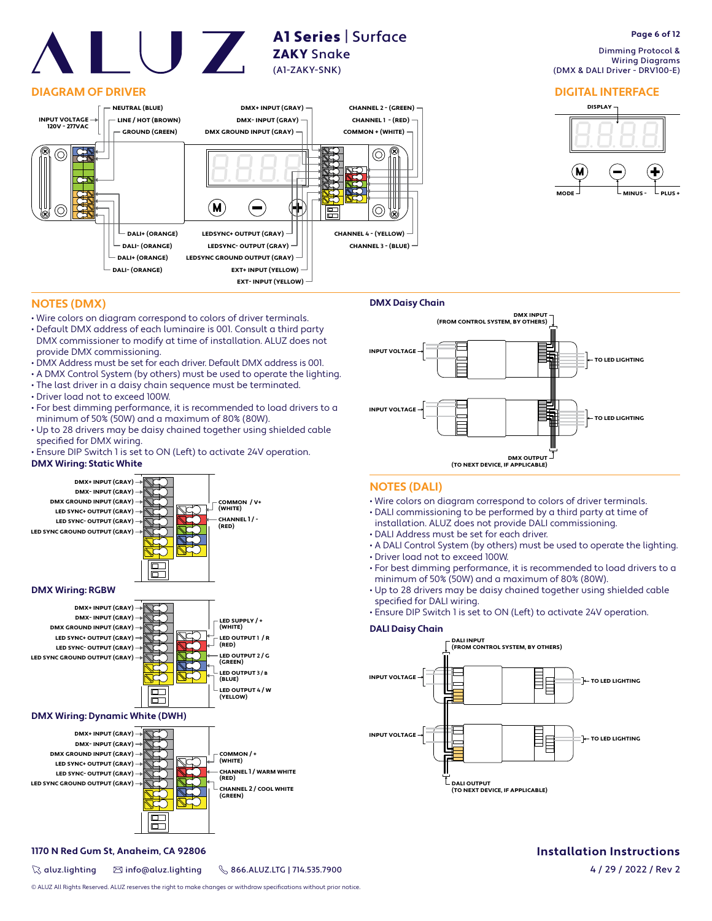# A1 Series | Surface
## ZAKY Snake
(A1-ZAKY-SNK)

Dimming Protocol & Wiring Diagrams
(DMX & DALI Driver - DRV100-E)

## DIAGRAM OF DRIVER

INPUT VOLTAGE 120V - 277VAC
NEUTRAL (BLUE)
LINE / HOT (BROWN)
GROUND (GREEN)
DMX+ INPUT (GRAY)
DMX- INPUT (GRAY)
DMX GROUND INPUT (GRAY)
CHANNEL 2 - (GREEN)
CHANNEL 1 - (RED)
COMMON + (WHITE)
DALI+ (ORANGE)
DALI- (ORANGE)
DALI+ (ORANGE)
DALI- (ORANGE)
LEDSYNC+ OUTPUT (GRAY)
LEDSYNC- OUTPUT (GRAY)
LEDSYNC GROUND OUTPUT (GRAY)
EXT+ INPUT (YELLOW)
EXT- INPUT (YELLOW)
CHANNEL 4 - (YELLOW)
CHANNEL 3 - (BLUE)

## DIGITAL INTERFACE

DISPLAY
MODE
MINUS -
PLUS +

## NOTES (DMX)

- Wire colors on diagram correspond to colors of driver terminals.
- Default DMX address of each luminaire is 001. Consult a third party DMX commissioner to modify at time of installation. ALUZ does not provide DMX commissioning.
- DMX Address must be set for each driver. Default DMX address is 001.
- A DMX Control System (by others) must be used to operate the lighting.
- The last driver in a daisy chain sequence must be terminated.
- Driver load not to exceed 100W.
- For best dimming performance, it is recommended to load drivers to a minimum of 50% (50W) and a maximum of 80% (80W).
- Up to 28 drivers may be daisy chained together using shielded cable specified for DMX wiring.
- Ensure DIP Switch 1 is set to ON (Left) to activate 24V operation.

### DMX Wiring: Static White

DMX+ INPUT (GRAY)
DMX- INPUT (GRAY)
DMX GROUND INPUT (GRAY)
LED SYNC+ OUTPUT (GRAY)
LED SYNC- OUTPUT (GRAY)
LED SYNC GROUND OUTPUT (GRAY)
COMMON / V+ (WHITE)
CHANNEL 1 / - (RED)

### DMX Wiring: RGBW

DMX+ INPUT (GRAY)
DMX- INPUT (GRAY)
DMX GROUND INPUT (GRAY)
LED SYNC+ OUTPUT (GRAY)
LED SYNC- OUTPUT (GRAY)
LED SYNC GROUND OUTPUT (GRAY)
LED SUPPLY / + (WHITE)
LED OUTPUT 1 / R (RED)
LED OUTPUT 2 / G (GREEN)
LED OUTPUT 3 / B (BLUE)
LED OUTPUT 4 / W (YELLOW)

### DMX Wiring: Dynamic White (DWH)

DMX+ INPUT (GRAY)
DMX- INPUT (GRAY)
DMX GROUND INPUT (GRAY)
LED SYNC+ OUTPUT (GRAY)
LED SYNC- OUTPUT (GRAY)
LED SYNC GROUND OUTPUT (GRAY)
COMMON / + (WHITE)
CHANNEL 1 / WARM WHITE (RED)
CHANNEL 2 / COOL WHITE (GREEN)

### DMX Daisy Chain

DMX INPUT (FROM CONTROL SYSTEM, BY OTHERS)
INPUT VOLTAGE
TO LED LIGHTING
INPUT VOLTAGE
TO LED LIGHTING
DMX OUTPUT (TO NEXT DEVICE, IF APPLICABLE)

## NOTES (DALI)

- Wire colors on diagram correspond to colors of driver terminals.
- DALI commissioning to be performed by a third party at time of installation. ALUZ does not provide DALI commissioning.
- DALI Address must be set for each driver.
- A DALI Control System (by others) must be used to operate the lighting.
- Driver load not to exceed 100W.
- For best dimming performance, it is recommended to load drivers to a minimum of 50% (50W) and a maximum of 80% (80W).
- Up to 28 drivers may be daisy chained together using shielded cable specified for DALI wiring.
- Ensure DIP Switch 1 is set to ON (Left) to activate 24V operation.

### DALI Daisy Chain

DALI INPUT (FROM CONTROL SYSTEM, BY OTHERS)
INPUT VOLTAGE
TO LED LIGHTING
INPUT VOLTAGE
TO LED LIGHTING
DALI OUTPUT (TO NEXT DEVICE, IF APPLICABLE)

**1170 N Red Gum St, Anaheim, CA 92806**

aluz.lighting | info@aluz.lighting | 866.ALUZ.LTG | 714.535.7900

**Installation Instructions**

4 / 29 / 2022 / Rev 2

© ALUZ All Rights Reserved. ALUZ reserves the right to make changes or withdraw specifications without prior notice.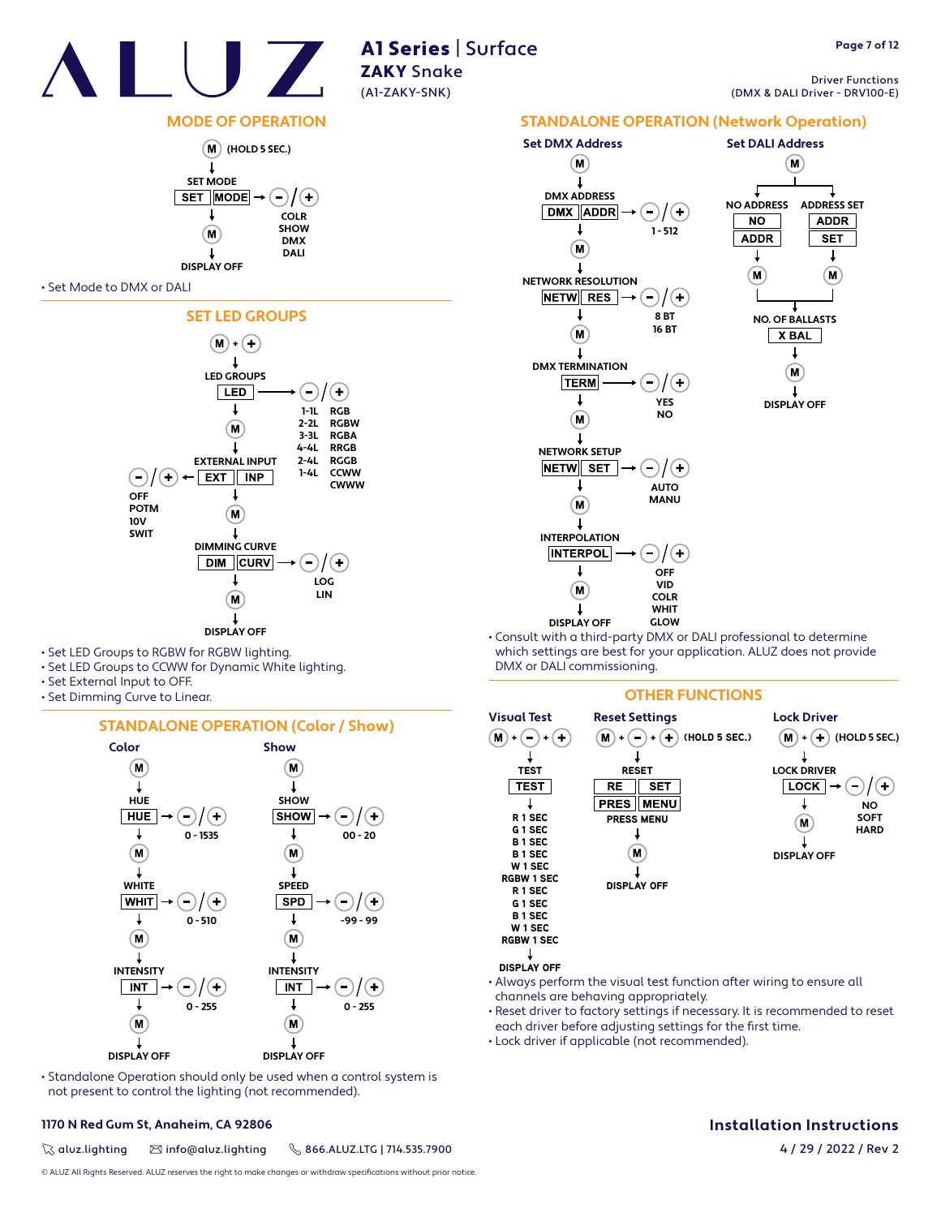# ALUZ

**A1 Series** | Surface
**ZAKY** Snake
(A1-ZAKY-SNK)

Driver Functions
(DMX & DALI Driver - DRV100-E)

## MODE OF OPERATION

M (HOLD 5 SEC.)
↓
SET MODE
SET | MODE → −/+ : COLR, SHOW, DMX, DALI
↓
M
↓
DISPLAY OFF

- Set Mode to DMX or DALI

## SET LED GROUPS

M + +
↓
LED GROUPS
LED → −/+ : 1-1L RGB, 2-2L RGBW, 3-3L RGBA, 4-4L RRGB, 2-4L RGGB, 1-4L CCWW, CWWW
↓
M
↓
EXTERNAL INPUT
EXT | INP → −/+ : OFF, POTM, 10V, SWIT
↓
M
↓
DIMMING CURVE
DIM | CURV → −/+ : LOG, LIN
↓
M
↓
DISPLAY OFF

- Set LED Groups to RGBW for RGBW lighting.
- Set LED Groups to CCWW for Dynamic White lighting.
- Set External Input to OFF.
- Set Dimming Curve to Linear.

## STANDALONE OPERATION (Color / Show)

### Color

M
↓
HUE
HUE → −/+ : 0 - 1535
↓
M
↓
WHITE
WHIT → −/+ : 0 - 510
↓
M
↓
INTENSITY
INT → −/+ : 0 - 255
↓
M
↓
DISPLAY OFF

### Show

M
↓
SHOW
SHOW → −/+ : 00 - 20
↓
M
↓
SPEED
SPD → −/+ : -99 - 99
↓
M
↓
INTENSITY
INT → −/+ : 0 - 255
↓
M
↓
DISPLAY OFF

- Standalone Operation should only be used when a control system is not present to control the lighting (not recommended).

## STANDALONE OPERATION (Network Operation)

### Set DMX Address

M
↓
DMX ADDRESS
DMX | ADDR → −/+ : 1 - 512
↓
M
↓
NETWORK RESOLUTION
NETW | RES → −/+ : 8 BT, 16 BT
↓
M
↓
DMX TERMINATION
TERM → −/+ : YES, NO
↓
M
↓
NETWORK SETUP
NETW | SET → −/+ : AUTO, MANU
↓
M
↓
INTERPOLATION
INTERPOL → −/+ : OFF, VID, COLR, WHIT, GLOW
↓
M
↓
DISPLAY OFF

### Set DALI Address

M
↓
NO ADDRESS: NO | ADDR → M
ADDRESS SET: ADDR | SET → M
↓
NO. OF BALLASTS
X BAL
↓
M
↓
DISPLAY OFF

- Consult with a third-party DMX or DALI professional to determine which settings are best for your application. ALUZ does not provide DMX or DALI commissioning.

## OTHER FUNCTIONS

### Visual Test

M + − + +
↓
TEST
TEST
↓
R 1 SEC
G 1 SEC
B 1 SEC
B 1 SEC
W 1 SEC
RGBW 1 SEC
R 1 SEC
G 1 SEC
B 1 SEC
W 1 SEC
RGBW 1 SEC
↓
DISPLAY OFF

### Reset Settings

M + − + + (HOLD 5 SEC.)
↓
RESET
RE | SET
PRES | MENU
PRESS MENU
↓
M
↓
DISPLAY OFF

### Lock Driver

M + + (HOLD 5 SEC.)
↓
LOCK DRIVER
LOCK → −/+ : NO, SOFT, HARD
↓
M
↓
DISPLAY OFF

- Always perform the visual test function after wiring to ensure all channels are behaving appropriately.
- Reset driver to factory settings if necessary. It is recommended to reset each driver before adjusting settings for the first time.
- Lock driver if applicable (not recommended).

**1170 N Red Gum St, Anaheim, CA 92806**

aluz.lighting | info@aluz.lighting | 866.ALUZ.LTG | 714.535.7900

**Installation Instructions**
4 / 29 / 2022 / Rev 2

© ALUZ All Rights Reserved. ALUZ reserves the right to make changes or withdraw specifications without prior notice.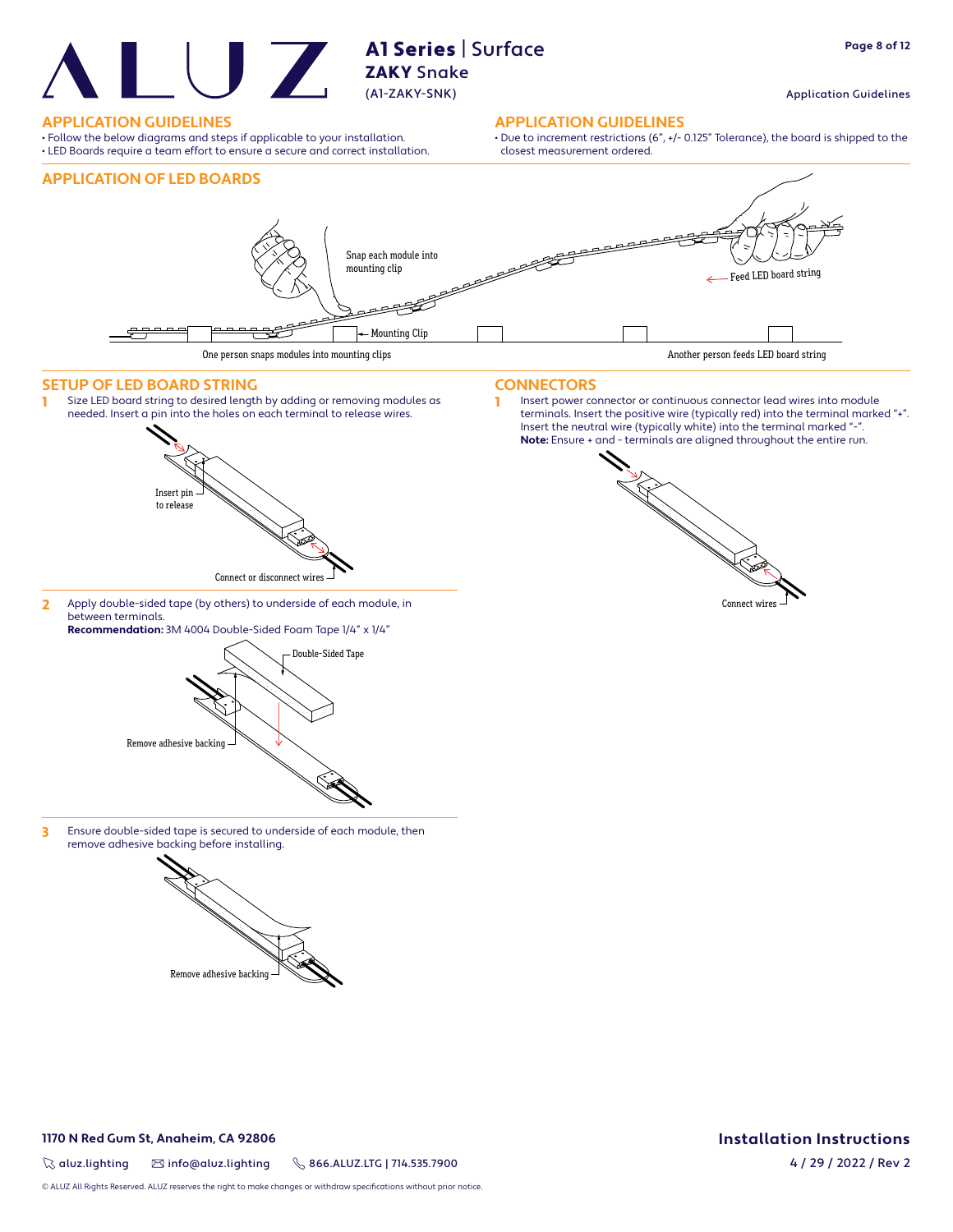## APPLICATION GUIDELINES

- Follow the below diagrams and steps if applicable to your installation.
- LED Boards require a team effort to ensure a secure and correct installation.

## APPLICATION GUIDELINES

- Due to increment restrictions (6", +/- 0.125" Tolerance), the board is shipped to the closest measurement ordered.

## APPLICATION OF LED BOARDS

Snap each module into mounting clip

Feed LED board string

Mounting Clip

One person snaps modules into mounting clips

Another person feeds LED board string

## SETUP OF LED BOARD STRING

**1** Size LED board string to desired length by adding or removing modules as needed. Insert a pin into the holes on each terminal to release wires.

Insert pin to release

Connect or disconnect wires

**2** Apply double-sided tape (by others) to underside of each module, in between terminals.
**Recommendation:** 3M 4004 Double-Sided Foam Tape 1/4" x 1/4"

Double-Sided Tape

Remove adhesive backing

**3** Ensure double-sided tape is secured to underside of each module, then remove adhesive backing before installing.

Remove adhesive backing

## CONNECTORS

**1** Insert power connector or continuous connector lead wires into module terminals. Insert the positive wire (typically red) into the terminal marked "+". Insert the neutral wire (typically white) into the terminal marked "-".
**Note:** Ensure + and - terminals are aligned throughout the entire run.

Connect wires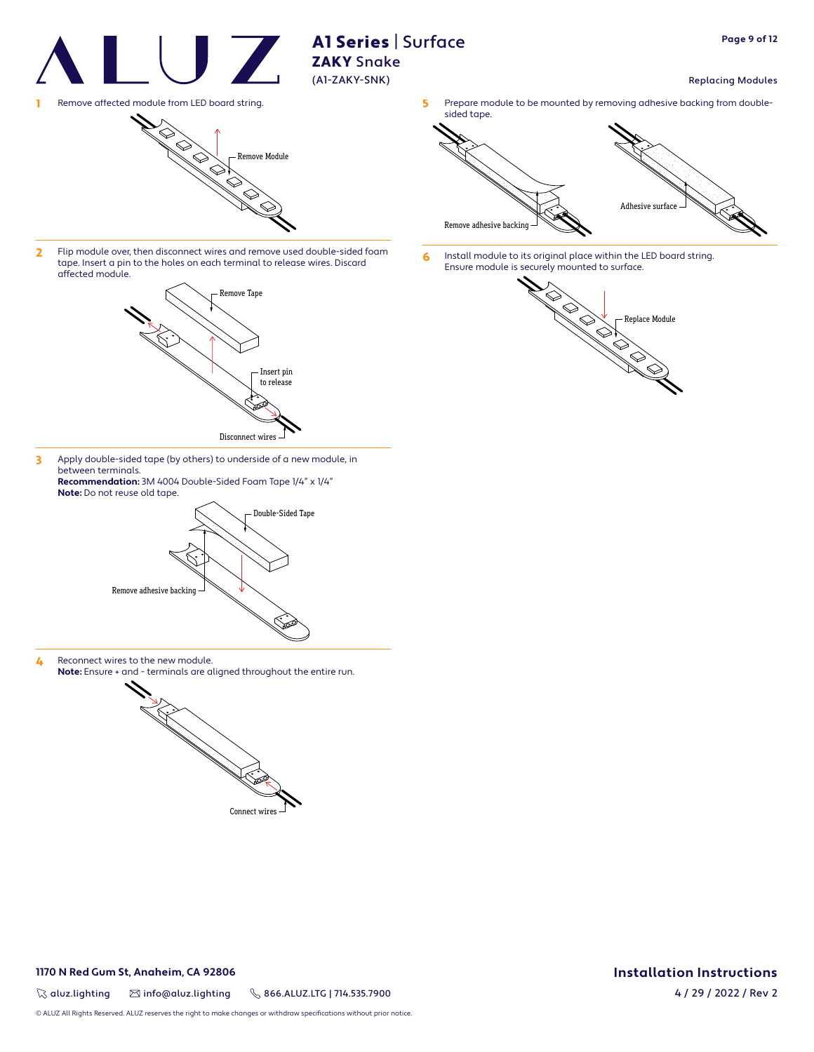## Replacing Modules

**1** Remove affected module from LED board string.

Remove Module

**2** Flip module over, then disconnect wires and remove used double-sided foam tape. Insert a pin to the holes on each terminal to release wires. Discard affected module.

Remove Tape

Insert pin to release

Disconnect wires

**3** Apply double-sided tape (by others) to underside of a new module, in between terminals.
**Recommendation:** 3M 4004 Double-Sided Foam Tape 1/4" x 1/4"
**Note:** Do not reuse old tape.

Double-Sided Tape

Remove adhesive backing

**4** Reconnect wires to the new module.
**Note:** Ensure + and - terminals are aligned throughout the entire run.

Connect wires

**5** Prepare module to be mounted by removing adhesive backing from double-sided tape.

Remove adhesive backing

Adhesive surface

**6** Install module to its original place within the LED board string. Ensure module is securely mounted to surface.

Replace Module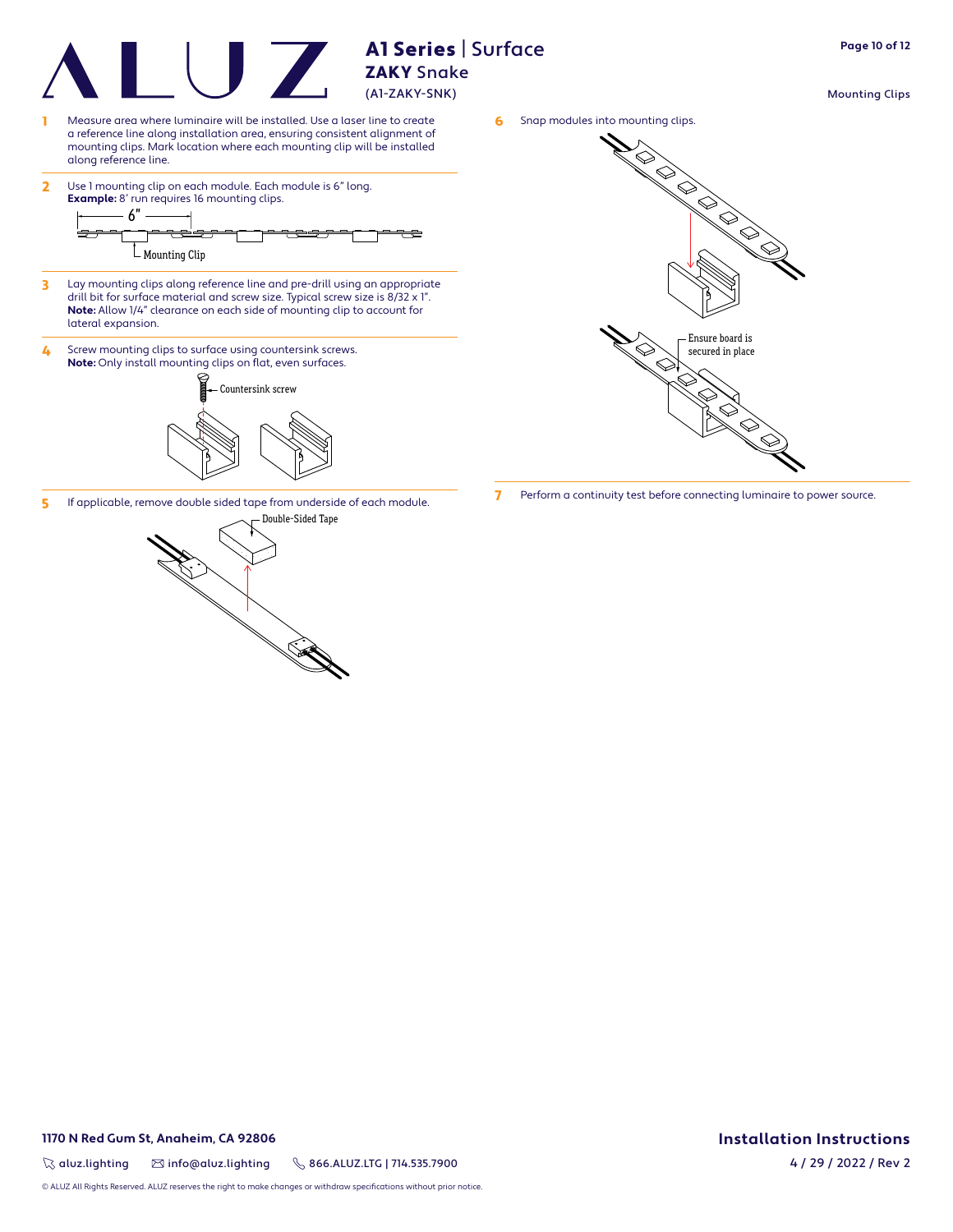# A1 Series | Surface
## ZAKY Snake
(A1-ZAKY-SNK)

Mounting Clips

1. Measure area where luminaire will be installed. Use a laser line to create a reference line along installation area, ensuring consistent alignment of mounting clips. Mark location where each mounting clip will be installed along reference line.

2. Use 1 mounting clip on each module. Each module is 6" long.
   **Example:** 8' run requires 16 mounting clips.

   6"
   Mounting Clip

3. Lay mounting clips along reference line and pre-drill using an appropriate drill bit for surface material and screw size. Typical screw size is 8/32 x 1".
   **Note:** Allow 1/4" clearance on each side of mounting clip to account for lateral expansion.

4. Screw mounting clips to surface using countersink screws.
   **Note:** Only install mounting clips on flat, even surfaces.

   Countersink screw

5. If applicable, remove double sided tape from underside of each module.

   Double-Sided Tape

6. Snap modules into mounting clips.

   Ensure board is secured in place

7. Perform a continuity test before connecting luminaire to power source.

**1170 N Red Gum St, Anaheim, CA 92806**

aluz.lighting | info@aluz.lighting | 866.ALUZ.LTG | 714.535.7900

© ALUZ All Rights Reserved. ALUZ reserves the right to make changes or withdraw specifications without prior notice.

**Installation Instructions**

4 / 29 / 2022 / Rev 2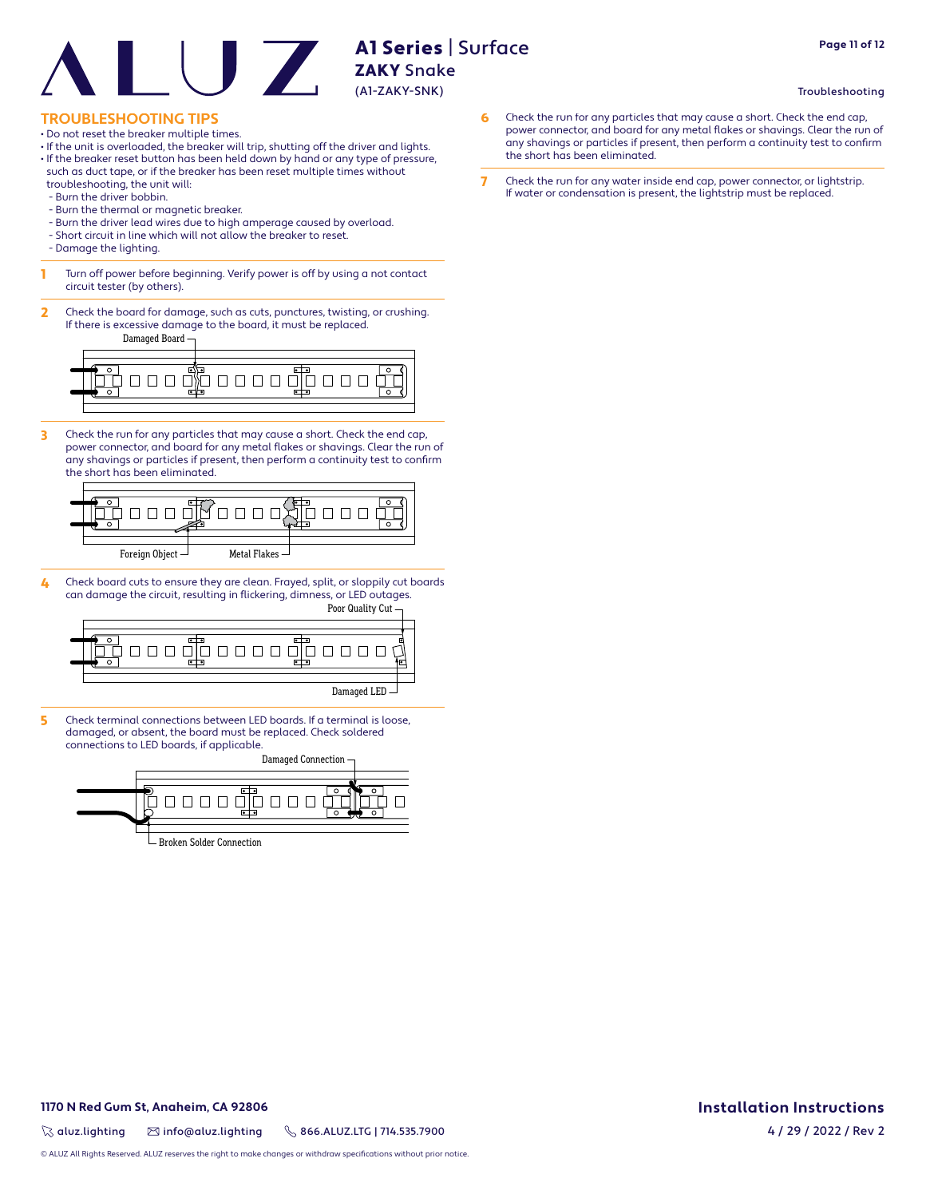## TROUBLESHOOTING TIPS

- Do not reset the breaker multiple times.
- If the unit is overloaded, the breaker will trip, shutting off the driver and lights.
- If the breaker reset button has been held down by hand or any type of pressure, such as duct tape, or if the breaker has been reset multiple times without troubleshooting, the unit will:
  - Burn the driver bobbin.
  - Burn the thermal or magnetic breaker.
  - Burn the driver lead wires due to high amperage caused by overload.
  - Short circuit in line which will not allow the breaker to reset.
  - Damage the lighting.

1. Turn off power before beginning. Verify power is off by using a not contact circuit tester (by others).

2. Check the board for damage, such as cuts, punctures, twisting, or crushing. If there is excessive damage to the board, it must be replaced.

   Damaged Board

3. Check the run for any particles that may cause a short. Check the end cap, power connector, and board for any metal flakes or shavings. Clear the run of any shavings or particles if present, then perform a continuity test to confirm the short has been eliminated.

   Foreign Object

   Metal Flakes

4. Check board cuts to ensure they are clean. Frayed, split, or sloppily cut boards can damage the circuit, resulting in flickering, dimness, or LED outages.

   Poor Quality Cut

   Damaged LED

5. Check terminal connections between LED boards. If a terminal is loose, damaged, or absent, the board must be replaced. Check soldered connections to LED boards, if applicable.

   Damaged Connection

   Broken Solder Connection

6. Check the run for any particles that may cause a short. Check the end cap, power connector, and board for any metal flakes or shavings. Clear the run of any shavings or particles if present, then perform a continuity test to confirm the short has been eliminated.

7. Check the run for any water inside end cap, power connector, or lightstrip. If water or condensation is present, the lightstrip must be replaced.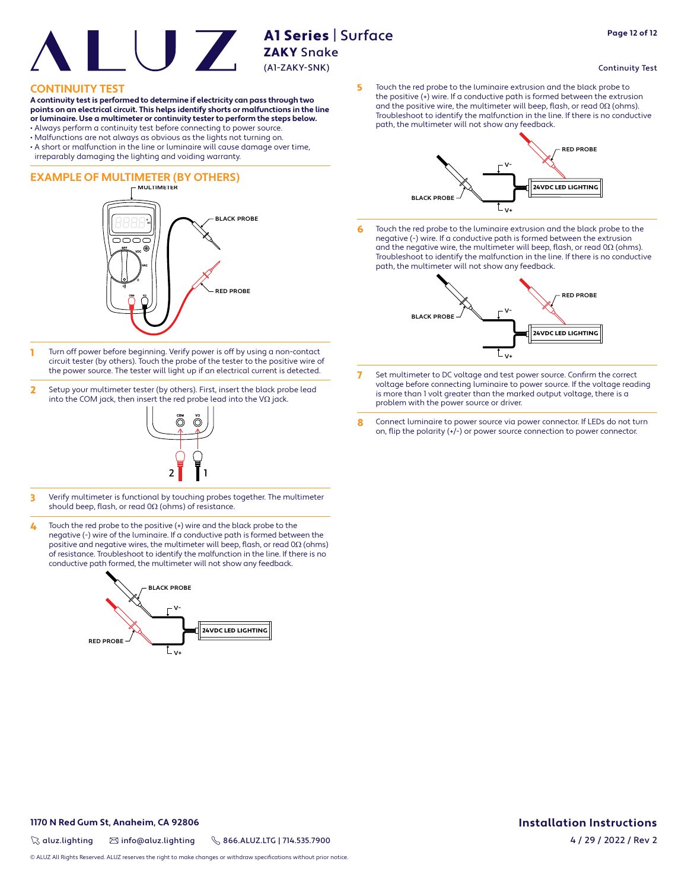# A1 Series | Surface
## ZAKY Snake
(A1-ZAKY-SNK)

## CONTINUITY TEST

**A continuity test is performed to determine if electricity can pass through two points on an electrical circuit. This helps identify shorts or malfunctions in the line or luminaire. Use a multimeter or continuity tester to perform the steps below.**

- Always perform a continuity test before connecting to power source.
- Malfunctions are not always as obvious as the lights not turning on.
- A short or malfunction in the line or luminaire will cause damage over time, irreparably damaging the lighting and voiding warranty.

## EXAMPLE OF MULTIMETER (BY OTHERS)

MULTIMETER

BLACK PROBE

RED PROBE

1. Turn off power before beginning. Verify power is off by using a non-contact circuit tester (by others). Touch the probe of the tester to the positive wire of the power source. The tester will light up if an electrical current is detected.

2. Setup your multimeter tester (by others). First, insert the black probe lead into the COM jack, then insert the red probe lead into the VΩ jack.

3. Verify multimeter is functional by touching probes together. The multimeter should beep, flash, or read 0Ω (ohms) of resistance.

4. Touch the red probe to the positive (+) wire and the black probe to the negative (-) wire of the luminaire. If a conductive path is formed between the positive and negative wires, the multimeter will beep, flash, or read 0Ω (ohms) of resistance. Troubleshoot to identify the malfunction in the line. If there is no conductive path formed, the multimeter will not show any feedback.

BLACK PROBE
V-
RED PROBE
V+
24VDC LED LIGHTING

5. Touch the red probe to the luminaire extrusion and the black probe to the positive (+) wire. If a conductive path is formed between the extrusion and the positive wire, the multimeter will beep, flash, or read 0Ω (ohms). Troubleshoot to identify the malfunction in the line. If there is no conductive path, the multimeter will not show any feedback.

RED PROBE
V-
BLACK PROBE
24VDC LED LIGHTING
V+

6. Touch the red probe to the luminaire extrusion and the black probe to the negative (-) wire. If a conductive path is formed between the extrusion and the negative wire, the multimeter will beep, flash, or read 0Ω (ohms). Troubleshoot to identify the malfunction in the line. If there is no conductive path, the multimeter will not show any feedback.

RED PROBE
BLACK PROBE
V-
24VDC LED LIGHTING
V+

7. Set multimeter to DC voltage and test power source. Confirm the correct voltage before connecting luminaire to power source. If the voltage reading is more than 1 volt greater than the marked output voltage, there is a problem with the power source or driver.

8. Connect luminaire to power source via power connector. If LEDs do not turn on, flip the polarity (+/-) or power source connection to power connector.

**1170 N Red Gum St, Anaheim, CA 92806**

aluz.lighting | info@aluz.lighting | 866.ALUZ.LTG | 714.535.7900

© ALUZ All Rights Reserved. ALUZ reserves the right to make changes or withdraw specifications without prior notice.

**Installation Instructions**

4 / 29 / 2022 / Rev 2